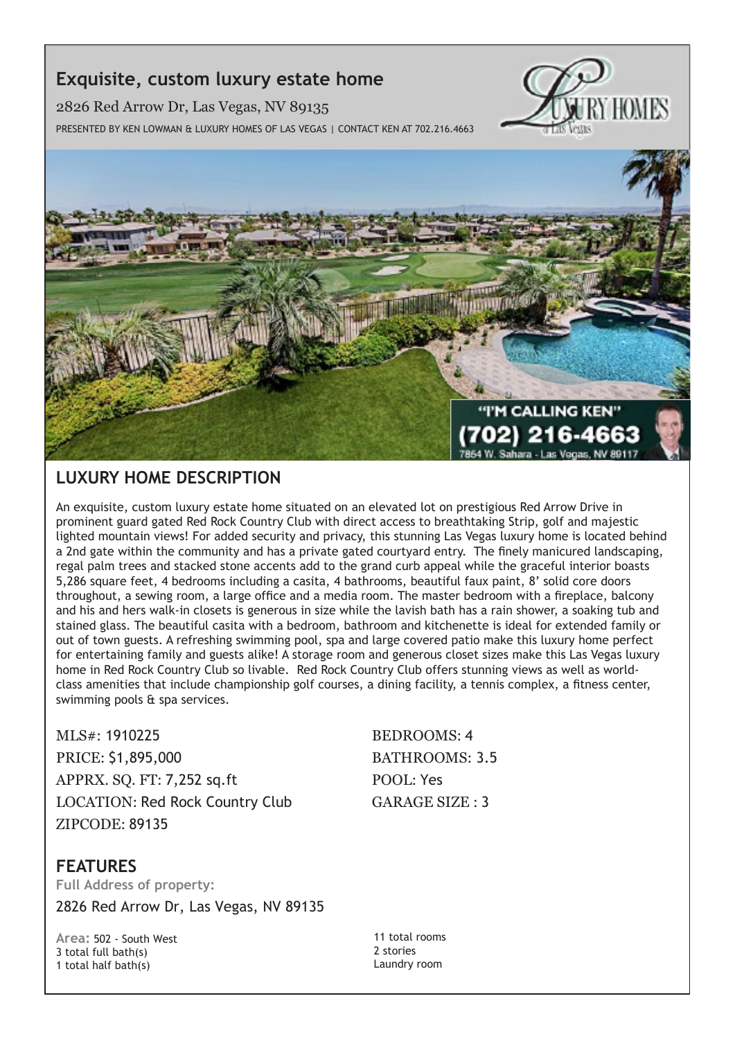# Exquisite, custom luxury estate home

2826 Red Arrow Dr, Las Vegas, NV 89135

PRESENTED BY KEN LOWMAN & LUXURY HOMES OF LAS VEGAS | CONTACT KEN AT 702.216.4663

## LUXURY HOME DESCRIPTION

An exquisite, custom luxury estate home situated on an elevated lot on prestigious Red Arrow Drive in prominent guard gated Red Rock Country Club with direct access to breathtaking Strip, golf and majestic lighted mountain views! For added security and privacy, this stunning Las Vegas luxury home is located behind a 2nd gate within the community and has a private gated courtyard entry. The finely manicured landscaping, regal palm trees and stacked stone accents add to the grand curb appeal while the graceful interior boasts 5,286 square feet, 4 bedrooms including a casita, 4 bathrooms, beautiful faux paint, 8' solid core doors throughout, a sewing room, a large office and a media room. The master bedroom with a fireplace, balcony and his and hers walk-in closets is generous in size while the lavish bath has a rain shower, a soaking tub and stained glass. The beautiful casita with a bedroom, bathroom and kitchenette is ideal for extended family or out of town guests. A refreshing swimming pool, spa and large covered patio make this luxury home perfect for entertaining family and guests alike! A storage room and generous closet sizes make this Las Vegas luxury home in Red Rock Country Club so livable. Red Rock Country Club offers stunning views as well as world-class amenities that include championship golf courses, a dining facility, a tennis complex, a fitness center, swimming pools & spa services.

MLS#: 1910225
PRICE: $1,895,000
APPRX. SQ. FT: 7,252 sq.ft
LOCATION: Red Rock Country Club
ZIPCODE: 89135

BEDROOMS: 4
BATHROOMS: 3.5
POOL: Yes
GARAGE SIZE : 3

## FEATURES

**Full Address of property:**

2826 Red Arrow Dr, Las Vegas, NV 89135

**Area:** 502 - South West
3 total full bath(s)
1 total half bath(s)

11 total rooms
2 stories
Laundry room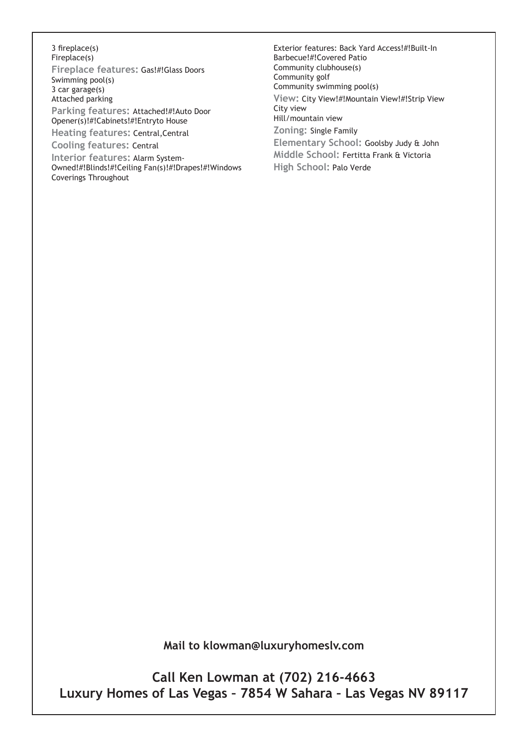3 fireplace(s)
Fireplace(s)
**Fireplace features:** Gas!#!Glass Doors
Swimming pool(s)
3 car garage(s)
Attached parking
**Parking features:** Attached!#!Auto Door Opener(s)!#!Cabinets!#!Entryto House
**Heating features:** Central,Central
**Cooling features:** Central
**Interior features:** Alarm System-Owned!#!Blinds!#!Ceiling Fan(s)!#!Drapes!#!Windows Coverings Throughout

Exterior features: Back Yard Access!#!Built-In Barbecue!#!Covered Patio
Community clubhouse(s)
Community golf
Community swimming pool(s)
**View:** City View!#!Mountain View!#!Strip View
City view
Hill/mountain view
**Zoning:** Single Family
**Elementary School:** Goolsby Judy & John
**Middle School:** Fertitta Frank & Victoria
**High School:** Palo Verde

**Mail to klowman@luxuryhomeslv.com**

**Call Ken Lowman at (702) 216-4663**
**Luxury Homes of Las Vegas – 7854 W Sahara – Las Vegas NV 89117**